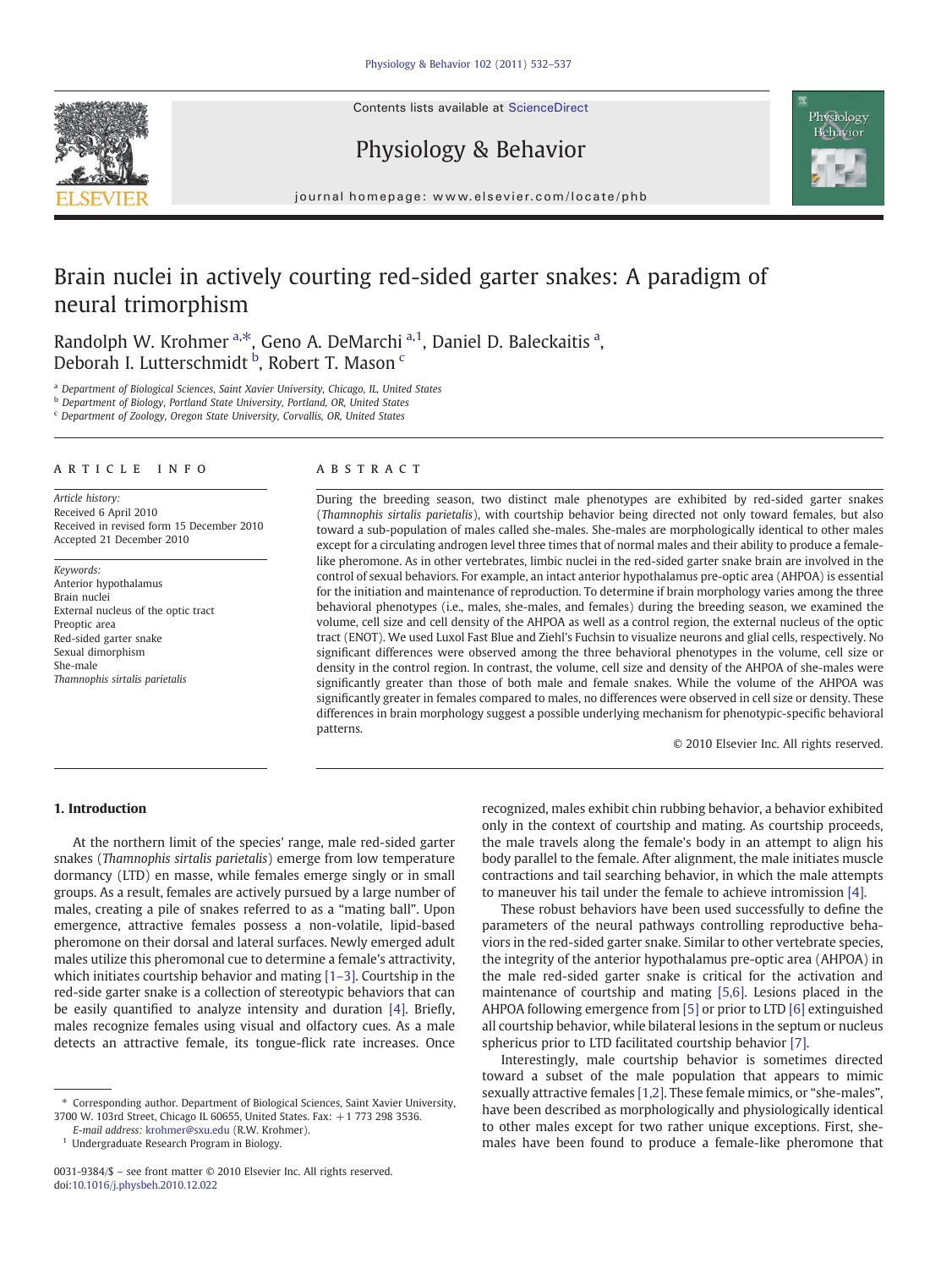# Brain nuclei in actively courting red-sided garter snakes: A paradigm of neural trimorphism

Randolph W. Krohmer [a,*], Geno A. DeMarchi [a,1], Daniel D. Baleckaitis [a], Deborah I. Lutterschmidt [b], Robert T. Mason [c]

[a] Department of Biological Sciences, Saint Xavier University, Chicago, IL, United States
[b] Department of Biology, Portland State University, Portland, OR, United States
[c] Department of Zoology, Oregon State University, Corvallis, OR, United States

## ARTICLE INFO

*Article history:*
Received 6 April 2010
Received in revised form 15 December 2010
Accepted 21 December 2010

*Keywords:*
Anterior hypothalamus
Brain nuclei
External nucleus of the optic tract
Preoptic area
Red-sided garter snake
Sexual dimorphism
She-male
*Thamnophis sirtalis parietalis*

## ABSTRACT

During the breeding season, two distinct male phenotypes are exhibited by red-sided garter snakes (*Thamnophis sirtalis parietalis*), with courtship behavior being directed not only toward females, but also toward a sub-population of males called she-males. She-males are morphologically identical to other males except for a circulating androgen level three times that of normal males and their ability to produce a female-like pheromone. As in other vertebrates, limbic nuclei in the red-sided garter snake brain are involved in the control of sexual behaviors. For example, an intact anterior hypothalamus pre-optic area (AHPOA) is essential for the initiation and maintenance of reproduction. To determine if brain morphology varies among the three behavioral phenotypes (i.e., males, she-males, and females) during the breeding season, we examined the volume, cell size and cell density of the AHPOA as well as a control region, the external nucleus of the optic tract (ENOT). We used Luxol Fast Blue and Ziehl's Fuchsin to visualize neurons and glial cells, respectively. No significant differences were observed among the three behavioral phenotypes in the volume, cell size or density in the control region. In contrast, the volume, cell size and density of the AHPOA of she-males were significantly greater than those of both male and female snakes. While the volume of the AHPOA was significantly greater in females compared to males, no differences were observed in cell size or density. These differences in brain morphology suggest a possible underlying mechanism for phenotypic-specific behavioral patterns.

© 2010 Elsevier Inc. All rights reserved.

## 1. Introduction

At the northern limit of the species' range, male red-sided garter snakes (*Thamnophis sirtalis parietalis*) emerge from low temperature dormancy (LTD) en masse, while females emerge singly or in small groups. As a result, females are actively pursued by a large number of males, creating a pile of snakes referred to as a "mating ball". Upon emergence, attractive females possess a non-volatile, lipid-based pheromone on their dorsal and lateral surfaces. Newly emerged adult males utilize this pheromonal cue to determine a female's attractivity, which initiates courtship behavior and mating [1–3]. Courtship in the red-side garter snake is a collection of stereotypic behaviors that can be easily quantified to analyze intensity and duration [4]. Briefly, males recognize females using visual and olfactory cues. As a male detects an attractive female, its tongue-flick rate increases. Once recognized, males exhibit chin rubbing behavior, a behavior exhibited only in the context of courtship and mating. As courtship proceeds, the male travels along the female's body in an attempt to align his body parallel to the female. After alignment, the male initiates muscle contractions and tail searching behavior, in which the male attempts to maneuver his tail under the female to achieve intromission [4].

These robust behaviors have been used successfully to define the parameters of the neural pathways controlling reproductive behaviors in the red-sided garter snake. Similar to other vertebrate species, the integrity of the anterior hypothalamus pre-optic area (AHPOA) in the male red-sided garter snake is critical for the activation and maintenance of courtship and mating [5,6]. Lesions placed in the AHPOA following emergence from [5] or prior to LTD [6] extinguished all courtship behavior, while bilateral lesions in the septum or nucleus sphericus prior to LTD facilitated courtship behavior [7].

Interestingly, male courtship behavior is sometimes directed toward a subset of the male population that appears to mimic sexually attractive females [1,2]. These female mimics, or "she-males", have been described as morphologically and physiologically identical to other males except for two rather unique exceptions. First, she-males have been found to produce a female-like pheromone that

---

* Corresponding author. Department of Biological Sciences, Saint Xavier University, 3700 W. 103rd Street, Chicago IL 60655, United States. Fax: +1 773 298 3536.
*E-mail address:* krohmer@sxu.edu (R.W. Krohmer).
[1] Undergraduate Research Program in Biology.

0031-9384/$ – see front matter © 2010 Elsevier Inc. All rights reserved.
doi:10.1016/j.physbeh.2010.12.022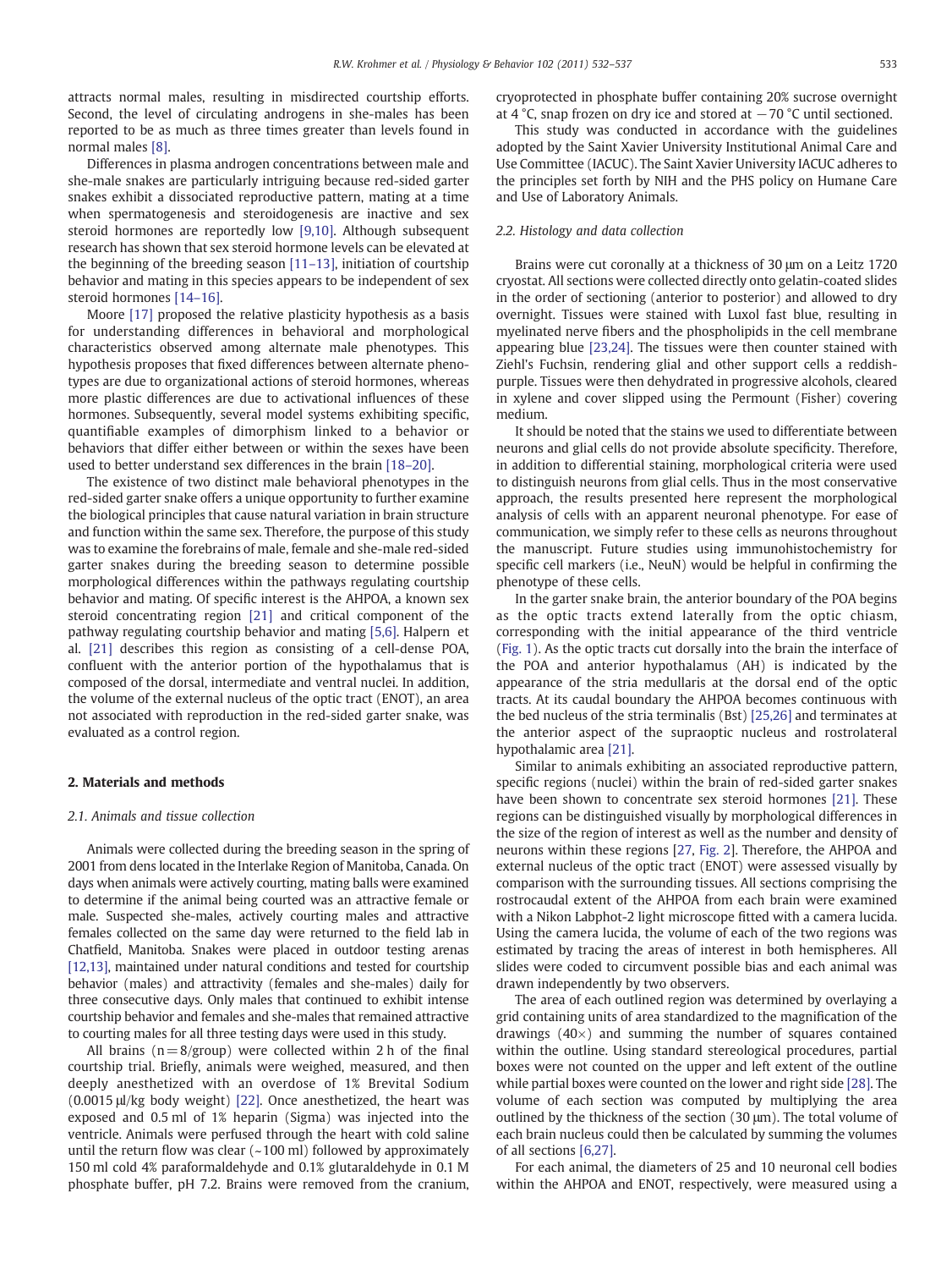attracts normal males, resulting in misdirected courtship efforts. Second, the level of circulating androgens in she-males has been reported to be as much as three times greater than levels found in normal males [8].

Differences in plasma androgen concentrations between male and she-male snakes are particularly intriguing because red-sided garter snakes exhibit a dissociated reproductive pattern, mating at a time when spermatogenesis and steroidogenesis are inactive and sex steroid hormones are reportedly low [9,10]. Although subsequent research has shown that sex steroid hormone levels can be elevated at the beginning of the breeding season [11–13], initiation of courtship behavior and mating in this species appears to be independent of sex steroid hormones [14–16].

Moore [17] proposed the relative plasticity hypothesis as a basis for understanding differences in behavioral and morphological characteristics observed among alternate male phenotypes. This hypothesis proposes that fixed differences between alternate phenotypes are due to organizational actions of steroid hormones, whereas more plastic differences are due to activational influences of these hormones. Subsequently, several model systems exhibiting specific, quantifiable examples of dimorphism linked to a behavior or behaviors that differ either between or within the sexes have been used to better understand sex differences in the brain [18–20].

The existence of two distinct male behavioral phenotypes in the red-sided garter snake offers a unique opportunity to further examine the biological principles that cause natural variation in brain structure and function within the same sex. Therefore, the purpose of this study was to examine the forebrains of male, female and she-male red-sided garter snakes during the breeding season to determine possible morphological differences within the pathways regulating courtship behavior and mating. Of specific interest is the AHPOA, a known sex steroid concentrating region [21] and critical component of the pathway regulating courtship behavior and mating [5,6]. Halpern et al. [21] describes this region as consisting of a cell-dense POA, confluent with the anterior portion of the hypothalamus that is composed of the dorsal, intermediate and ventral nuclei. In addition, the volume of the external nucleus of the optic tract (ENOT), an area not associated with reproduction in the red-sided garter snake, was evaluated as a control region.

## 2. Materials and methods

### 2.1. Animals and tissue collection

Animals were collected during the breeding season in the spring of 2001 from dens located in the Interlake Region of Manitoba, Canada. On days when animals were actively courting, mating balls were examined to determine if the animal being courted was an attractive female or male. Suspected she-males, actively courting males and attractive females collected on the same day were returned to the field lab in Chatfield, Manitoba. Snakes were placed in outdoor testing arenas [12,13], maintained under natural conditions and tested for courtship behavior (males) and attractivity (females and she-males) daily for three consecutive days. Only males that continued to exhibit intense courtship behavior and females and she-males that remained attractive to courting males for all three testing days were used in this study.

All brains ($n = 8$/group) were collected within 2 h of the final courtship trial. Briefly, animals were weighed, measured, and then deeply anesthetized with an overdose of 1% Brevital Sodium (0.0015 μl/kg body weight) [22]. Once anesthetized, the heart was exposed and 0.5 ml of 1% heparin (Sigma) was injected into the ventricle. Animals were perfused through the heart with cold saline until the return flow was clear (~100 ml) followed by approximately 150 ml cold 4% paraformaldehyde and 0.1% glutaraldehyde in 0.1 M phosphate buffer, pH 7.2. Brains were removed from the cranium, cryoprotected in phosphate buffer containing 20% sucrose overnight at 4 °C, snap frozen on dry ice and stored at −70 °C until sectioned.

This study was conducted in accordance with the guidelines adopted by the Saint Xavier University Institutional Animal Care and Use Committee (IACUC). The Saint Xavier University IACUC adheres to the principles set forth by NIH and the PHS policy on Humane Care and Use of Laboratory Animals.

### 2.2. Histology and data collection

Brains were cut coronally at a thickness of 30 μm on a Leitz 1720 cryostat. All sections were collected directly onto gelatin-coated slides in the order of sectioning (anterior to posterior) and allowed to dry overnight. Tissues were stained with Luxol fast blue, resulting in myelinated nerve fibers and the phospholipids in the cell membrane appearing blue [23,24]. The tissues were then counter stained with Ziehl's Fuchsin, rendering glial and other support cells a reddish-purple. Tissues were then dehydrated in progressive alcohols, cleared in xylene and cover slipped using the Permount (Fisher) covering medium.

It should be noted that the stains we used to differentiate between neurons and glial cells do not provide absolute specificity. Therefore, in addition to differential staining, morphological criteria were used to distinguish neurons from glial cells. Thus in the most conservative approach, the results presented here represent the morphological analysis of cells with an apparent neuronal phenotype. For ease of communication, we simply refer to these cells as neurons throughout the manuscript. Future studies using immunohistochemistry for specific cell markers (i.e., NeuN) would be helpful in confirming the phenotype of these cells.

In the garter snake brain, the anterior boundary of the POA begins as the optic tracts extend laterally from the optic chiasm, corresponding with the initial appearance of the third ventricle (Fig. 1). As the optic tracts cut dorsally into the brain the interface of the POA and anterior hypothalamus (AH) is indicated by the appearance of the stria medullaris at the dorsal end of the optic tracts. At its caudal boundary the AHPOA becomes continuous with the bed nucleus of the stria terminalis (Bst) [25,26] and terminates at the anterior aspect of the supraoptic nucleus and rostrolateral hypothalamic area [21].

Similar to animals exhibiting an associated reproductive pattern, specific regions (nuclei) within the brain of red-sided garter snakes have been shown to concentrate sex steroid hormones [21]. These regions can be distinguished visually by morphological differences in the size of the region of interest as well as the number and density of neurons within these regions [27, Fig. 2]. Therefore, the AHPOA and external nucleus of the optic tract (ENOT) were assessed visually by comparison with the surrounding tissues. All sections comprising the rostrocaudal extent of the AHPOA from each brain were examined with a Nikon Labphot-2 light microscope fitted with a camera lucida. Using the camera lucida, the volume of each of the two regions was estimated by tracing the areas of interest in both hemispheres. All slides were coded to circumvent possible bias and each animal was drawn independently by two observers.

The area of each outlined region was determined by overlaying a grid containing units of area standardized to the magnification of the drawings (40×) and summing the number of squares contained within the outline. Using standard stereological procedures, partial boxes were not counted on the upper and left extent of the outline while partial boxes were counted on the lower and right side [28]. The volume of each section was computed by multiplying the area outlined by the thickness of the section (30 μm). The total volume of each brain nucleus could then be calculated by summing the volumes of all sections [6,27].

For each animal, the diameters of 25 and 10 neuronal cell bodies within the AHPOA and ENOT, respectively, were measured using a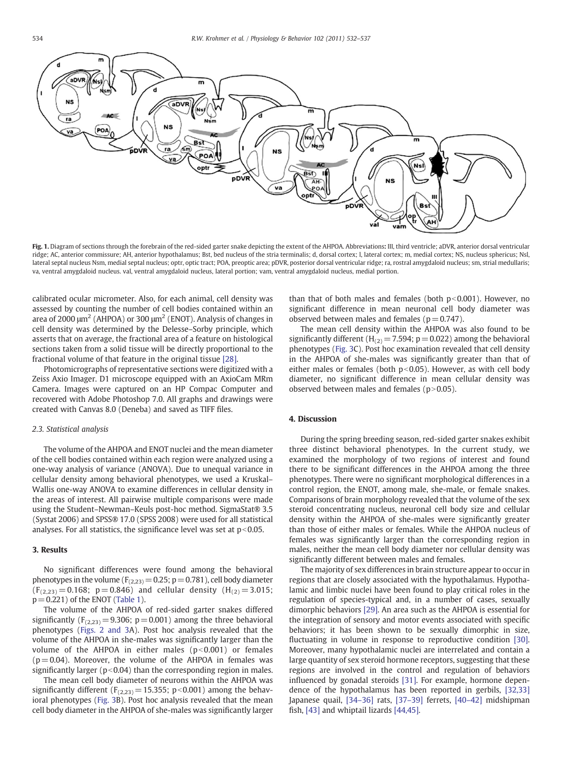Fig. 1. Diagram of sections through the forebrain of the red-sided garter snake depicting the extent of the AHPOA. Abbreviations: III, third ventricle; aDVR, anterior dorsal ventricular ridge; AC, anterior commissure; AH, anterior hypothalamus; Bst, bed nucleus of the stria terminalis; d, dorsal cortex; l, lateral cortex; m, medial cortex; NS, nucleus sphericus; Nsl, lateral septal nucleus Nsm, medial septal nucleus; optr, optic tract; POA, preoptic area; pDVR, posterior dorsal ventricular ridge; ra, rostral amygdaloid nucleus; sm, strial medullaris; va, ventral amygdaloid nucleus. val, ventral amygdaloid nucleus, lateral portion; vam, ventral amygdaloid nucleus, medial portion.

calibrated ocular micrometer. Also, for each animal, cell density was assessed by counting the number of cell bodies contained within an area of 2000 $\mu m^2$ (AHPOA) or 300 $\mu m^2$ (ENOT). Analysis of changes in cell density was determined by the Delesse–Sorby principle, which asserts that on average, the fractional area of a feature on histological sections taken from a solid tissue will be directly proportional to the fractional volume of that feature in the original tissue [28].

Photomicrographs of representative sections were digitized with a Zeiss Axio Imager. D1 microscope equipped with an AxioCam MRm Camera. Images were captured on an HP Compac Computer and recovered with Adobe Photoshop 7.0. All graphs and drawings were created with Canvas 8.0 (Deneba) and saved as TIFF files.

### 2.3. Statistical analysis

The volume of the AHPOA and ENOT nuclei and the mean diameter of the cell bodies contained within each region were analyzed using a one-way analysis of variance (ANOVA). Due to unequal variance in cellular density among behavioral phenotypes, we used a Kruskal–Wallis one-way ANOVA to examine differences in cellular density in the areas of interest. All pairwise multiple comparisons were made using the Student–Newman–Keuls post-hoc method. SigmaStat® 3.5 (Systat 2006) and SPSS® 17.0 (SPSS 2008) were used for all statistical analyses. For all statistics, the significance level was set at $p<0.05$.

## 3. Results

No significant differences were found among the behavioral phenotypes in the volume ($F_{(2,23)}=0.25$; $p=0.781$), cell body diameter ($F_{(2,23)}=0.168$; $p=0.846$) and cellular density ($H_{(2)}=3.015$; $p=0.221$) of the ENOT (Table 1).

The volume of the AHPOA of red-sided garter snakes differed significantly ($F_{(2,23)}=9.306$; $p=0.001$) among the three behavioral phenotypes (Figs. 2 and 3A). Post hoc analysis revealed that the volume of the AHPOA in she-males was significantly larger than the volume of the AHPOA in either males ($p<0.001$) or females ($p=0.04$). Moreover, the volume of the AHPOA in females was significantly larger ($p<0.04$) than the corresponding region in males.

The mean cell body diameter of neurons within the AHPOA was significantly different ($F_{(2,23)}=15.355$; $p<0.001$) among the behavioral phenotypes (Fig. 3B). Post hoc analysis revealed that the mean cell body diameter in the AHPOA of she-males was significantly larger than that of both males and females (both $p<0.001$). However, no significant difference in mean neuronal cell body diameter was observed between males and females ($p=0.747$).

The mean cell density within the AHPOA was also found to be significantly different ($H_{(2)}=7.594$; $p=0.022$) among the behavioral phenotypes (Fig. 3C). Post hoc examination revealed that cell density in the AHPOA of she-males was significantly greater than that of either males or females (both $p<0.05$). However, as with cell body diameter, no significant difference in mean cellular density was observed between males and females ($p>0.05$).

## 4. Discussion

During the spring breeding season, red-sided garter snakes exhibit three distinct behavioral phenotypes. In the current study, we examined the morphology of two regions of interest and found there to be significant differences in the AHPOA among the three phenotypes. There were no significant morphological differences in a control region, the ENOT, among male, she-male, or female snakes. Comparisons of brain morphology revealed that the volume of the sex steroid concentrating nucleus, neuronal cell body size and cellular density within the AHPOA of she-males were significantly greater than those of either males or females. While the AHPOA nucleus of females was significantly larger than the corresponding region in males, neither the mean cell body diameter nor cellular density was significantly different between males and females.

The majority of sex differences in brain structure appear to occur in regions that are closely associated with the hypothalamus. Hypothalamic and limbic nuclei have been found to play critical roles in the regulation of species-typical and, in a number of cases, sexually dimorphic behaviors [29]. An area such as the AHPOA is essential for the integration of sensory and motor events associated with specific behaviors; it has been shown to be sexually dimorphic in size, fluctuating in volume in response to reproductive condition [30]. Moreover, many hypothalamic nuclei are interrelated and contain a large quantity of sex steroid hormone receptors, suggesting that these regions are involved in the control and regulation of behaviors influenced by gonadal steroids [31]. For example, hormone dependence of the hypothalamus has been reported in gerbils, [32,33] Japanese quail, [34–36] rats, [37–39] ferrets, [40–42] midshipman fish, [43] and whiptail lizards [44,45].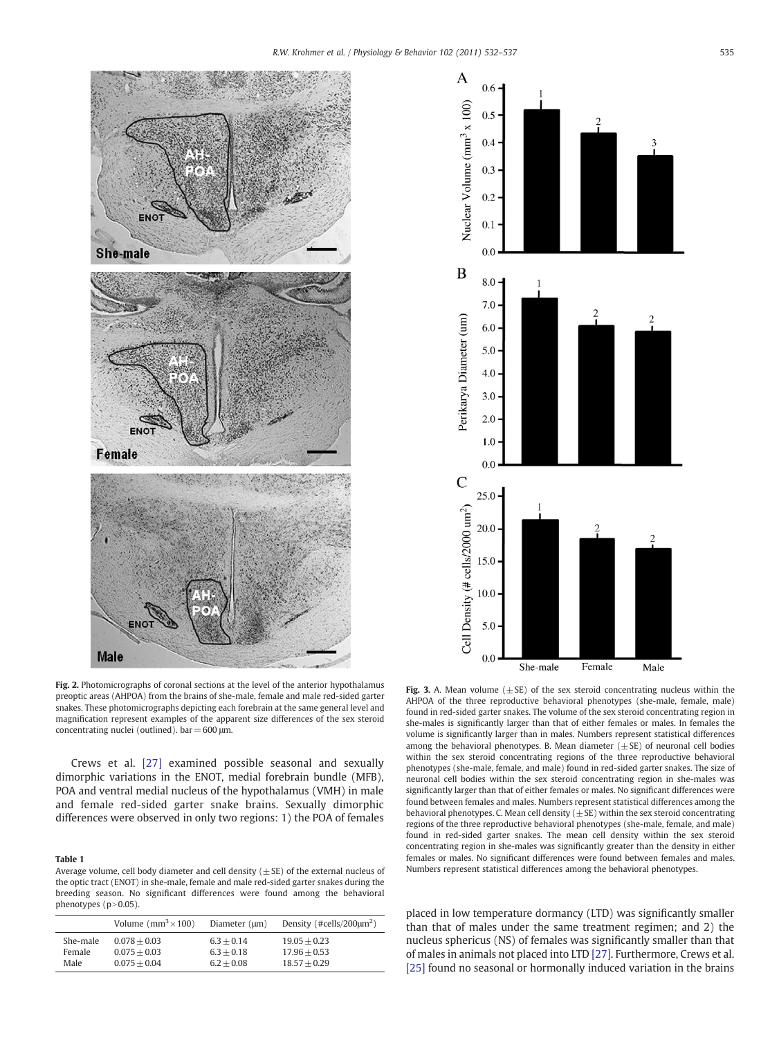**Fig. 2.** Photomicrographs of coronal sections at the level of the anterior hypothalamus preoptic areas (AHPOA) from the brains of she-male, female and male red-sided garter snakes. These photomicrographs depicting each forebrain at the same general level and magnification represent examples of the apparent size differences of the sex steroid concentrating nuclei (outlined). bar = 600 μm.

**Fig. 3.** A. Mean volume (±SE) of the sex steroid concentrating nucleus within the AHPOA of the three reproductive behavioral phenotypes (she-male, female, male) found in red-sided garter snakes. The volume of the sex steroid concentrating region in she-males is significantly larger than that of either females or males. In females the volume is significantly larger than in males. Numbers represent statistical differences among the behavioral phenotypes. B. Mean diameter (±SE) of neuronal cell bodies within the sex steroid concentrating regions of the three reproductive behavioral phenotypes (she-male, female, and male) found in red-sided garter snakes. The size of neuronal cell bodies within the sex steroid concentrating region in she-males was significantly larger than that of either females or males. No significant differences were found between females and males. Numbers represent statistical differences among the behavioral phenotypes. C. Mean cell density (±SE) within the sex steroid concentrating regions of the three reproductive behavioral phenotypes (she-male, female, and male) found in red-sided garter snakes. The mean cell density within the sex steroid concentrating region in she-males was significantly greater than the density in either females or males. No significant differences were found between females and males. Numbers represent statistical differences among the behavioral phenotypes.

Crews et al. [27] examined possible seasonal and sexually dimorphic variations in the ENOT, medial forebrain bundle (MFB), POA and ventral medial nucleus of the hypothalamus (VMH) in male and female red-sided garter snake brains. Sexually dimorphic differences were observed in only two regions: 1) the POA of females placed in low temperature dormancy (LTD) was significantly smaller than that of males under the same treatment regimen; and 2) the nucleus sphericus (NS) of females was significantly smaller than that of males in animals not placed into LTD [27]. Furthermore, Crews et al. [25] found no seasonal or hormonally induced variation in the brains

**Table 1**
Average volume, cell body diameter and cell density (±SE) of the external nucleus of the optic tract (ENOT) in she-male, female and male red-sided garter snakes during the breeding season. No significant differences were found among the behavioral phenotypes ($p > 0.05$).

| | Volume ($mm^3 \times 100$) | Diameter (μm) | Density (#cells/200μm$^2$) |
|---|---|---|---|
| She-male | 0.078 ± 0.03 | 6.3 ± 0.14 | 19.05 ± 0.23 |
| Female | 0.075 ± 0.03 | 6.3 ± 0.18 | 17.96 ± 0.53 |
| Male | 0.075 ± 0.04 | 6.2 ± 0.08 | 18.57 ± 0.29 |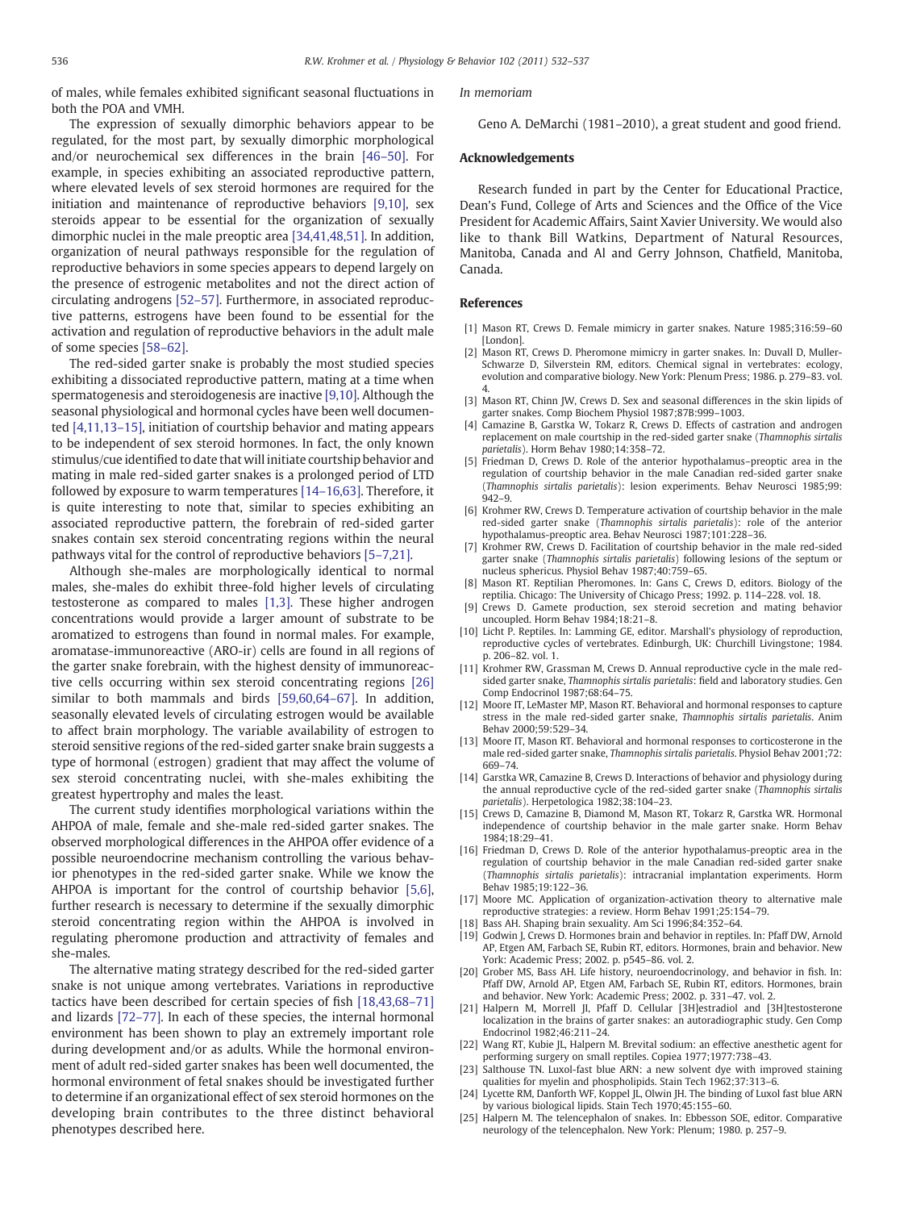of males, while females exhibited significant seasonal fluctuations in both the POA and VMH.

The expression of sexually dimorphic behaviors appear to be regulated, for the most part, by sexually dimorphic morphological and/or neurochemical sex differences in the brain [46–50]. For example, in species exhibiting an associated reproductive pattern, where elevated levels of sex steroid hormones are required for the initiation and maintenance of reproductive behaviors [9,10], sex steroids appear to be essential for the organization of sexually dimorphic nuclei in the male preoptic area [34,41,48,51]. In addition, organization of neural pathways responsible for the regulation of reproductive behaviors in some species appears to depend largely on the presence of estrogenic metabolites and not the direct action of circulating androgens [52–57]. Furthermore, in associated reproductive patterns, estrogens have been found to be essential for the activation and regulation of reproductive behaviors in the adult male of some species [58–62].

The red-sided garter snake is probably the most studied species exhibiting a dissociated reproductive pattern, mating at a time when spermatogenesis and steroidogenesis are inactive [9,10]. Although the seasonal physiological and hormonal cycles have been well documented [4,11,13–15], initiation of courtship behavior and mating appears to be independent of sex steroid hormones. In fact, the only known stimulus/cue identified to date that will initiate courtship behavior and mating in male red-sided garter snakes is a prolonged period of LTD followed by exposure to warm temperatures [14–16,63]. Therefore, it is quite interesting to note that, similar to species exhibiting an associated reproductive pattern, the forebrain of red-sided garter snakes contain sex steroid concentrating regions within the neural pathways vital for the control of reproductive behaviors [5–7,21].

Although she-males are morphologically identical to normal males, she-males do exhibit three-fold higher levels of circulating testosterone as compared to males [1,3]. These higher androgen concentrations would provide a larger amount of substrate to be aromatized to estrogens than found in normal males. For example, aromatase-immunoreactive (ARO-ir) cells are found in all regions of the garter snake forebrain, with the highest density of immunoreactive cells occurring within sex steroid concentrating regions [26] similar to both mammals and birds [59,60,64–67]. In addition, seasonally elevated levels of circulating estrogen would be available to affect brain morphology. The variable availability of estrogen to steroid sensitive regions of the red-sided garter snake brain suggests a type of hormonal (estrogen) gradient that may affect the volume of sex steroid concentrating nuclei, with she-males exhibiting the greatest hypertrophy and males the least.

The current study identifies morphological variations within the AHPOA of male, female and she-male red-sided garter snakes. The observed morphological differences in the AHPOA offer evidence of a possible neuroendocrine mechanism controlling the various behavior phenotypes in the red-sided garter snake. While we know the AHPOA is important for the control of courtship behavior [5,6], further research is necessary to determine if the sexually dimorphic steroid concentrating region within the AHPOA is involved in regulating pheromone production and attractivity of females and she-males.

The alternative mating strategy described for the red-sided garter snake is not unique among vertebrates. Variations in reproductive tactics have been described for certain species of fish [18,43,68–71] and lizards [72–77]. In each of these species, the internal hormonal environment has been shown to play an extremely important role during development and/or as adults. While the hormonal environment of adult red-sided garter snakes has been well documented, the hormonal environment of fetal snakes should be investigated further to determine if an organizational effect of sex steroid hormones on the developing brain contributes to the three distinct behavioral phenotypes described here.

*In memoriam*

Geno A. DeMarchi (1981–2010), a great student and good friend.

## Acknowledgements

Research funded in part by the Center for Educational Practice, Dean's Fund, College of Arts and Sciences and the Office of the Vice President for Academic Affairs, Saint Xavier University. We would also like to thank Bill Watkins, Department of Natural Resources, Manitoba, Canada and Al and Gerry Johnson, Chatfield, Manitoba, Canada.

## References

[1] Mason RT, Crews D. Female mimicry in garter snakes. Nature 1985;316:59–60 [London].

[2] Mason RT, Crews D. Pheromone mimicry in garter snakes. In: Duvall D, Muller-Schwarze D, Silverstein RM, editors. Chemical signal in vertebrates: ecology, evolution and comparative biology. New York: Plenum Press; 1986. p. 279–83. vol. 4.

[3] Mason RT, Chinn JW, Crews D. Sex and seasonal differences in the skin lipids of garter snakes. Comp Biochem Physiol 1987;87B:999–1003.

[4] Camazine B, Garstka W, Tokarz R, Crews D. Effects of castration and androgen replacement on male courtship in the red-sided garter snake (*Thamnophis sirtalis parietalis*). Horm Behav 1980;14:358–72.

[5] Friedman D, Crews D. Role of the anterior hypothalamus–preoptic area in the regulation of courtship behavior in the male Canadian red-sided garter snake (*Thamnophis sirtalis parietalis*): lesion experiments. Behav Neurosci 1985;99: 942–9.

[6] Krohmer RW, Crews D. Temperature activation of courtship behavior in the male red-sided garter snake (*Thamnophis sirtalis parietalis*): role of the anterior hypothalamus-preoptic area. Behav Neurosci 1987;101:228–36.

[7] Krohmer RW, Crews D. Facilitation of courtship behavior in the male red-sided garter snake (*Thamnophis sirtalis parietalis*) following lesions of the septum or nucleus sphericus. Physiol Behav 1987;40:759–65.

[8] Mason RT. Reptilian Pheromones. In: Gans C, Crews D, editors. Biology of the reptilia. Chicago: The University of Chicago Press; 1992. p. 114–228. vol. 18.

[9] Crews D. Gamete production, sex steroid secretion and mating behavior uncoupled. Horm Behav 1984;18:21–8.

[10] Licht P. Reptiles. In: Lamming GE, editor. Marshall's physiology of reproduction, reproductive cycles of vertebrates. Edinburgh, UK: Churchill Livingstone; 1984. p. 206–82. vol. 1.

[11] Krohmer RW, Grassman M, Crews D. Annual reproductive cycle in the male red-sided garter snake, *Thamnophis sirtalis parietalis*: field and laboratory studies. Gen Comp Endocrinol 1987;68:64–75.

[12] Moore IT, LeMaster MP, Mason RT. Behavioral and hormonal responses to capture stress in the male red-sided garter snake, *Thamnophis sirtalis parietalis*. Anim Behav 2000;59:529–34.

[13] Moore IT, Mason RT. Behavioral and hormonal responses to corticosterone in the male red-sided garter snake, *Thamnophis sirtalis parietalis*. Physiol Behav 2001;72: 669–74.

[14] Garstka WR, Camazine B, Crews D. Interactions of behavior and physiology during the annual reproductive cycle of the red-sided garter snake (*Thamnophis sirtalis parietalis*). Herpetologica 1982;38:104–23.

[15] Crews D, Camazine B, Diamond M, Mason RT, Tokarz R, Garstka WR. Hormonal independence of courtship behavior in the male garter snake. Horm Behav 1984;18:29–41.

[16] Friedman D, Crews D. Role of the anterior hypothalamus-preoptic area in the regulation of courtship behavior in the male Canadian red-sided garter snake (*Thamnophis sirtalis parietalis*): intracranial implantation experiments. Horm Behav 1985;19:122–36.

[17] Moore MC. Application of organization-activation theory to alternative male reproductive strategies: a review. Horm Behav 1991;25:154–79.

[18] Bass AH. Shaping brain sexuality. Am Sci 1996;84:352–64.

[19] Godwin J, Crews D. Hormones brain and behavior in reptiles. In: Pfaff DW, Arnold AP, Etgen AM, Farbach SE, Rubin RT, editors. Hormones, brain and behavior. New York: Academic Press; 2002. p. p545–86. vol. 2.

[20] Grober MS, Bass AH. Life history, neuroendocrinology, and behavior in fish. In: Pfaff DW, Arnold AP, Etgen AM, Farbach SE, Rubin RT, editors. Hormones, brain and behavior. New York: Academic Press; 2002. p. 331–47. vol. 2.

[21] Halpern M, Morrell JI, Pfaff D. Cellular [3H]estradiol and [3H]testosterone localization in the brains of garter snakes: an autoradiographic study. Gen Comp Endocrinol 1982;46:211–24.

[22] Wang RT, Kubie JL, Halpern M. Brevital sodium: an effective anesthetic agent for performing surgery on small reptiles. Copiea 1977;1977:738–43.

[23] Salthouse TN. Luxol-fast blue ARN: a new solvent dye with improved staining qualities for myelin and phospholipids. Stain Tech 1962;37:313–6.

[24] Lycette RM, Danforth WF, Koppel JL, Olwin JH. The binding of Luxol fast blue ARN by various biological lipids. Stain Tech 1970;45:155–60.

[25] Halpern M. The telencephalon of snakes. In: Ebbesson SOE, editor. Comparative neurology of the telencephalon. New York: Plenum; 1980. p. 257–9.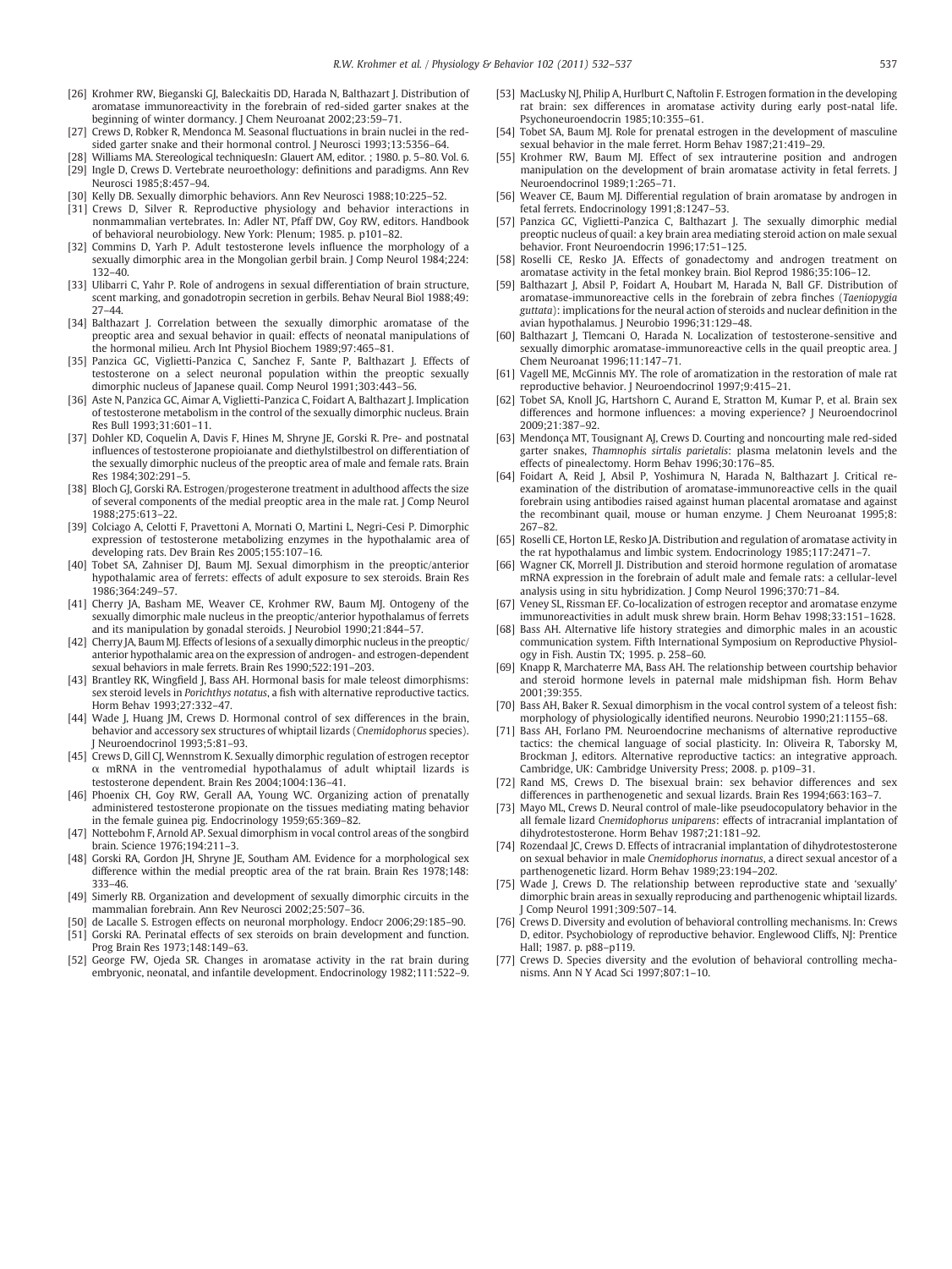[26] Krohmer RW, Bieganski GJ, Baleckaitis DD, Harada N, Balthazart J. Distribution of aromatase immunoreactivity in the forebrain of red-sided garter snakes at the beginning of winter dormancy. J Chem Neuroanat 2002;23:59–71.

[27] Crews D, Robker R, Mendonca M. Seasonal fluctuations in brain nuclei in the red-sided garter snake and their hormonal control. J Neurosci 1993;13:5356–64.

[28] Williams MA. Stereological techniquesIn: Glauert AM, editor. ; 1980. p. 5–80. Vol. 6.

[29] Ingle D, Crews D. Vertebrate neuroethology: definitions and paradigms. Ann Rev Neurosci 1985;8:457–94.

[30] Kelly DB. Sexually dimorphic behaviors. Ann Rev Neurosci 1988;10:225–52.

[31] Crews D, Silver R. Reproductive physiology and behavior interactions in nonmammalian vertebrates. In: Adler NT, Pfaff DW, Goy RW, editors. Handbook of behavioral neurobiology. New York: Plenum; 1985. p. p101–82.

[32] Commins D, Yarh P. Adult testosterone levels influence the morphology of a sexually dimorphic area in the Mongolian gerbil brain. J Comp Neurol 1984;224: 132–40.

[33] Ulibarri C, Yahr P. Role of androgens in sexual differentiation of brain structure, scent marking, and gonadotropin secretion in gerbils. Behav Neural Biol 1988;49: 27–44.

[34] Balthazart J. Correlation between the sexually dimorphic aromatase of the preoptic area and sexual behavior in quail: effects of neonatal manipulations of the hormonal milieu. Arch Int Physiol Biochem 1989;97:465–81.

[35] Panzica GC, Viglietti-Panzica C, Sanchez F, Sante P, Balthazart J. Effects of testosterone on a select neuronal population within the preoptic sexually dimorphic nucleus of Japanese quail. Comp Neurol 1991;303:443–56.

[36] Aste N, Panzica GC, Aimar A, Viglietti-Panzica C, Foidart A, Balthazart J. Implication of testosterone metabolism in the control of the sexually dimorphic nucleus. Brain Res Bull 1993;31:601–11.

[37] Dohler KD, Coquelin A, Davis F, Hines M, Shryne JE, Gorski R. Pre- and postnatal influences of testosterone propioianate and diethylstilbestrol on differentiation of the sexually dimorphic nucleus of the preoptic area of male and female rats. Brain Res 1984;302:291–5.

[38] Bloch GJ, Gorski RA. Estrogen/progesterone treatment in adulthood affects the size of several components of the medial preoptic area in the male rat. J Comp Neurol 1988;275:613–22.

[39] Colciago A, Celotti F, Pravettoni A, Mornati O, Martini L, Negri-Cesi P. Dimorphic expression of testosterone metabolizing enzymes in the hypothalamic area of developing rats. Dev Brain Res 2005;155:107–16.

[40] Tobet SA, Zahniser DJ, Baum MJ. Sexual dimorphism in the preoptic/anterior hypothalamic area of ferrets: effects of adult exposure to sex steroids. Brain Res 1986;364:249–57.

[41] Cherry JA, Basham ME, Weaver CE, Krohmer RW, Baum MJ. Ontogeny of the sexually dimorphic male nucleus in the preoptic/anterior hypothalamus of ferrets and its manipulation by gonadal steroids. J Neurobiol 1990;21:844–57.

[42] Cherry JA, Baum MJ. Effects of lesions of a sexually dimorphic nucleus in the preoptic/anterior hypothalamic area on the expression of androgen- and estrogen-dependent sexual behaviors in male ferrets. Brain Res 1990;522:191–203.

[43] Brantley RK, Wingfield J, Bass AH. Hormonal basis for male teleost dimorphisms: sex steroid levels in *Porichthys notatus*, a fish with alternative reproductive tactics. Horm Behav 1993;27:332–47.

[44] Wade J, Huang JM, Crews D. Hormonal control of sex differences in the brain, behavior and accessory sex structures of whiptail lizards (*Cnemidophorus* species). J Neuroendocrinol 1993;5:81–93.

[45] Crews D, Gill CJ, Wennstrom K. Sexually dimorphic regulation of estrogen receptor α mRNA in the ventromedial hypothalamus of adult whiptail lizards is testosterone dependent. Brain Res 2004;1004:136–41.

[46] Phoenix CH, Goy RW, Gerall AA, Young WC. Organizing action of prenatally administered testosterone propionate on the tissues mediating mating behavior in the female guinea pig. Endocrinology 1959;65:369–82.

[47] Nottebohm F, Arnold AP. Sexual dimorphism in vocal control areas of the songbird brain. Science 1976;194:211–3.

[48] Gorski RA, Gordon JH, Shryne JE, Southam AM. Evidence for a morphological sex difference within the medial preoptic area of the rat brain. Brain Res 1978;148: 333–46.

[49] Simerly RB. Organization and development of sexually dimorphic circuits in the mammalian forebrain. Ann Rev Neurosci 2002;25:507–36.

[50] de Lacalle S. Estrogen effects on neuronal morphology. Endocr 2006;29:185–90.

[51] Gorski RA. Perinatal effects of sex steroids on brain development and function. Prog Brain Res 1973;148:149–63.

[52] George FW, Ojeda SR. Changes in aromatase activity in the rat brain during embryonic, neonatal, and infantile development. Endocrinology 1982;111:522–9.

[53] MacLusky NJ, Philip A, Hurlburt C, Naftolin F. Estrogen formation in the developing rat brain: sex differences in aromatase activity during early post-natal life. Psychoneuroendocrin 1985;10:355–61.

[54] Tobet SA, Baum MJ. Role for prenatal estrogen in the development of masculine sexual behavior in the male ferret. Horm Behav 1987;21:419–29.

[55] Krohmer RW, Baum MJ. Effect of sex intrauterine position and androgen manipulation on the development of brain aromatase activity in fetal ferrets. J Neuroendocrinol 1989;1:265–71.

[56] Weaver CE, Baum MJ. Differential regulation of brain aromatase by androgen in fetal ferrets. Endocrinology 1991;8:1247–53.

[57] Panzica GC, Viglietti-Panzica C, Balthazart J. The sexually dimorphic medial preoptic nucleus of quail: a key brain area mediating steroid action on male sexual behavior. Front Neuroendocrin 1996;17:51–125.

[58] Roselli CE, Resko JA. Effects of gonadectomy and androgen treatment on aromatase activity in the fetal monkey brain. Biol Reprod 1986;35:106–12.

[59] Balthazart J, Absil P, Foidart A, Houbart M, Harada N, Ball GF. Distribution of aromatase-immunoreactive cells in the forebrain of zebra finches (*Taeniopygia guttata*): implications for the neural action of steroids and nuclear definition in the avian hypothalamus. J Neurobio 1996;31:129–48.

[60] Balthazart J, Tlemcani O, Harada N. Localization of testosterone-sensitive and sexually dimorphic aromatase-immunoreactive cells in the quail preoptic area. J Chem Neuroanat 1996;11:147–71.

[61] Vagell ME, McGinnis MY. The role of aromatization in the restoration of male rat reproductive behavior. J Neuroendocrinol 1997;9:415–21.

[62] Tobet SA, Knoll JG, Hartshorn C, Aurand E, Stratton M, Kumar P, et al. Brain sex differences and hormone influences: a moving experience? J Neuroendocrinol 2009;21:387–92.

[63] Mendonça MT, Tousignant AJ, Crews D. Courting and noncourting male red-sided garter snakes, *Thamnophis sirtalis parietalis*: plasma melatonin levels and the effects of pinealectomy. Horm Behav 1996;30:176–85.

[64] Foidart A, Reid J, Absil P, Yoshimura N, Harada N, Balthazart J. Critical re-examination of the distribution of aromatase-immunoreactive cells in the quail forebrain using antibodies raised against human placental aromatase and against the recombinant quail, mouse or human enzyme. J Chem Neuroanat 1995;8: 267–82.

[65] Roselli CE, Horton LE, Resko JA. Distribution and regulation of aromatase activity in the rat hypothalamus and limbic system. Endocrinology 1985;117:2471–7.

[66] Wagner CK, Morrell JI. Distribution and steroid hormone regulation of aromatase mRNA expression in the forebrain of adult male and female rats: a cellular-level analysis using in situ hybridization. J Comp Neurol 1996;370:71–84.

[67] Veney SL, Rissman EF. Co-localization of estrogen receptor and aromatase enzyme immunoreactivities in adult musk shrew brain. Horm Behav 1998;33:151–1628.

[68] Bass AH. Alternative life history strategies and dimorphic males in an acoustic communication system. Fifth International Symposium on Reproductive Physiology in Fish. Austin TX; 1995. p. 258–60.

[69] Knapp R, Marchaterre MA, Bass AH. The relationship between courtship behavior and steroid hormone levels in paternal male midshipman fish. Horm Behav 2001;39:355.

[70] Bass AH, Baker R. Sexual dimorphism in the vocal control system of a teleost fish: morphology of physiologically identified neurons. Neurobio 1990;21:1155–68.

[71] Bass AH, Forlano PM. Neuroendocrine mechanisms of alternative reproductive tactics: the chemical language of social plasticity. In: Oliveira R, Taborsky M, Brockman J, editors. Alternative reproductive tactics: an integrative approach. Cambridge, UK: Cambridge University Press; 2008. p. p109–31.

[72] Rand MS, Crews D. The bisexual brain: sex behavior differences and sex differences in parthenogenetic and sexual lizards. Brain Res 1994;663:163–7.

[73] Mayo ML, Crews D. Neural control of male-like pseudocopulatory behavior in the all female lizard *Cnemidophorus uniparens*: effects of intracranial implantation of dihydrotestosterone. Horm Behav 1987;21:181–92.

[74] Rozendaal JC, Crews D. Effects of intracranial implantation of dihydrotestosterone on sexual behavior in male *Cnemidophorus inornatus*, a direct sexual ancestor of a parthenogenetic lizard. Horm Behav 1989;23:194–202.

[75] Wade J, Crews D. The relationship between reproductive state and 'sexually' dimorphic brain areas in sexually reproducing and parthenogenic whiptail lizards. J Comp Neurol 1991;309:507–14.

[76] Crews D. Diversity and evolution of behavioral controlling mechanisms. In: Crews D, editor. Psychobiology of reproductive behavior. Englewood Cliffs, NJ: Prentice Hall; 1987. p. p88–p119.

[77] Crews D. Species diversity and the evolution of behavioral controlling mechanisms. Ann N Y Acad Sci 1997;807:1–10.